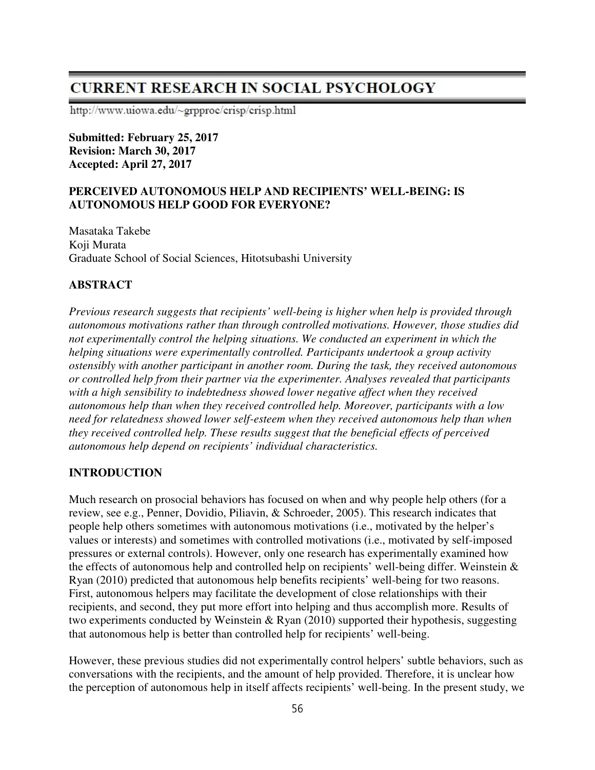# CURRENT RESEARCH IN SOCIAL PSYCHOLOGY

http://www.uiowa.edu/~grpproc/crisp/crisp.html

**Submitted: February 25, 2017**
**Revision: March 30, 2017**
**Accepted: April 27, 2017**

## PERCEIVED AUTONOMOUS HELP AND RECIPIENTS' WELL-BEING: IS AUTONOMOUS HELP GOOD FOR EVERYONE?

Masataka Takebe
Koji Murata
Graduate School of Social Sciences, Hitotsubashi University

### ABSTRACT

*Previous research suggests that recipients' well-being is higher when help is provided through autonomous motivations rather than through controlled motivations. However, those studies did not experimentally control the helping situations. We conducted an experiment in which the helping situations were experimentally controlled. Participants undertook a group activity ostensibly with another participant in another room. During the task, they received autonomous or controlled help from their partner via the experimenter. Analyses revealed that participants with a high sensibility to indebtedness showed lower negative affect when they received autonomous help than when they received controlled help. Moreover, participants with a low need for relatedness showed lower self-esteem when they received autonomous help than when they received controlled help. These results suggest that the beneficial effects of perceived autonomous help depend on recipients' individual characteristics.*

### INTRODUCTION

Much research on prosocial behaviors has focused on when and why people help others (for a review, see e.g., Penner, Dovidio, Piliavin, & Schroeder, 2005). This research indicates that people help others sometimes with autonomous motivations (i.e., motivated by the helper's values or interests) and sometimes with controlled motivations (i.e., motivated by self-imposed pressures or external controls). However, only one research has experimentally examined how the effects of autonomous help and controlled help on recipients' well-being differ. Weinstein & Ryan (2010) predicted that autonomous help benefits recipients' well-being for two reasons. First, autonomous helpers may facilitate the development of close relationships with their recipients, and second, they put more effort into helping and thus accomplish more. Results of two experiments conducted by Weinstein & Ryan (2010) supported their hypothesis, suggesting that autonomous help is better than controlled help for recipients' well-being.

However, these previous studies did not experimentally control helpers' subtle behaviors, such as conversations with the recipients, and the amount of help provided. Therefore, it is unclear how the perception of autonomous help in itself affects recipients' well-being. In the present study, we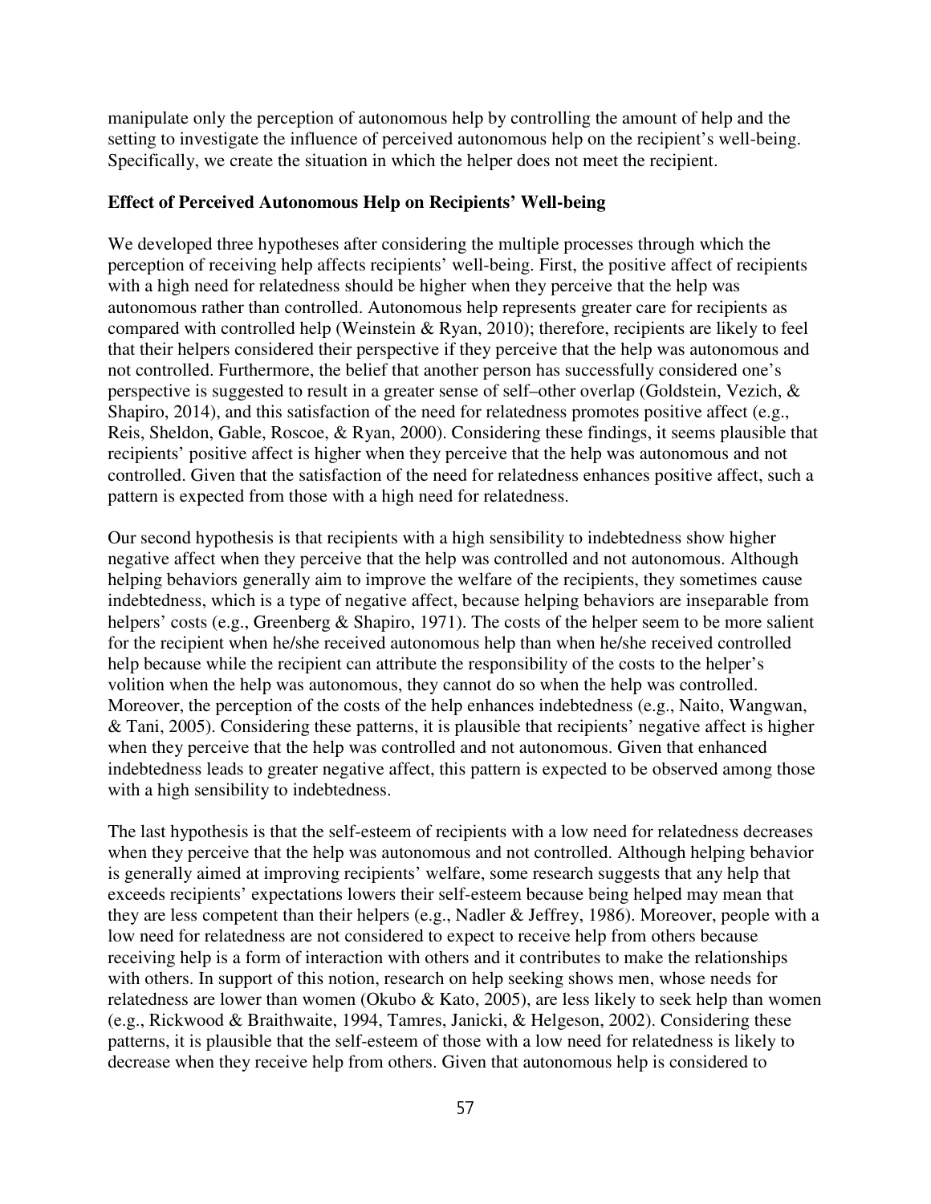manipulate only the perception of autonomous help by controlling the amount of help and the setting to investigate the influence of perceived autonomous help on the recipient's well-being. Specifically, we create the situation in which the helper does not meet the recipient.

### Effect of Perceived Autonomous Help on Recipients' Well-being

We developed three hypotheses after considering the multiple processes through which the perception of receiving help affects recipients' well-being. First, the positive affect of recipients with a high need for relatedness should be higher when they perceive that the help was autonomous rather than controlled. Autonomous help represents greater care for recipients as compared with controlled help (Weinstein & Ryan, 2010); therefore, recipients are likely to feel that their helpers considered their perspective if they perceive that the help was autonomous and not controlled. Furthermore, the belief that another person has successfully considered one's perspective is suggested to result in a greater sense of self–other overlap (Goldstein, Vezich, & Shapiro, 2014), and this satisfaction of the need for relatedness promotes positive affect (e.g., Reis, Sheldon, Gable, Roscoe, & Ryan, 2000). Considering these findings, it seems plausible that recipients' positive affect is higher when they perceive that the help was autonomous and not controlled. Given that the satisfaction of the need for relatedness enhances positive affect, such a pattern is expected from those with a high need for relatedness.

Our second hypothesis is that recipients with a high sensibility to indebtedness show higher negative affect when they perceive that the help was controlled and not autonomous. Although helping behaviors generally aim to improve the welfare of the recipients, they sometimes cause indebtedness, which is a type of negative affect, because helping behaviors are inseparable from helpers' costs (e.g., Greenberg & Shapiro, 1971). The costs of the helper seem to be more salient for the recipient when he/she received autonomous help than when he/she received controlled help because while the recipient can attribute the responsibility of the costs to the helper's volition when the help was autonomous, they cannot do so when the help was controlled. Moreover, the perception of the costs of the help enhances indebtedness (e.g., Naito, Wangwan, & Tani, 2005). Considering these patterns, it is plausible that recipients' negative affect is higher when they perceive that the help was controlled and not autonomous. Given that enhanced indebtedness leads to greater negative affect, this pattern is expected to be observed among those with a high sensibility to indebtedness.

The last hypothesis is that the self-esteem of recipients with a low need for relatedness decreases when they perceive that the help was autonomous and not controlled. Although helping behavior is generally aimed at improving recipients' welfare, some research suggests that any help that exceeds recipients' expectations lowers their self-esteem because being helped may mean that they are less competent than their helpers (e.g., Nadler & Jeffrey, 1986). Moreover, people with a low need for relatedness are not considered to expect to receive help from others because receiving help is a form of interaction with others and it contributes to make the relationships with others. In support of this notion, research on help seeking shows men, whose needs for relatedness are lower than women (Okubo & Kato, 2005), are less likely to seek help than women (e.g., Rickwood & Braithwaite, 1994, Tamres, Janicki, & Helgeson, 2002). Considering these patterns, it is plausible that the self-esteem of those with a low need for relatedness is likely to decrease when they receive help from others. Given that autonomous help is considered to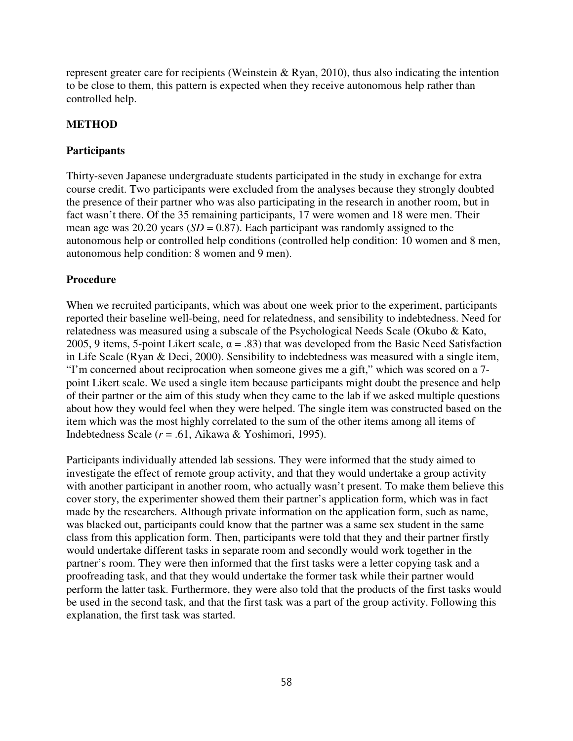represent greater care for recipients (Weinstein & Ryan, 2010), thus also indicating the intention to be close to them, this pattern is expected when they receive autonomous help rather than controlled help.

## METHOD

### Participants

Thirty-seven Japanese undergraduate students participated in the study in exchange for extra course credit. Two participants were excluded from the analyses because they strongly doubted the presence of their partner who was also participating in the research in another room, but in fact wasn't there. Of the 35 remaining participants, 17 were women and 18 were men. Their mean age was 20.20 years ($SD = 0.87$). Each participant was randomly assigned to the autonomous help or controlled help conditions (controlled help condition: 10 women and 8 men, autonomous help condition: 8 women and 9 men).

### Procedure

When we recruited participants, which was about one week prior to the experiment, participants reported their baseline well-being, need for relatedness, and sensibility to indebtedness. Need for relatedness was measured using a subscale of the Psychological Needs Scale (Okubo & Kato, 2005, 9 items, 5-point Likert scale, $\alpha = .83$) that was developed from the Basic Need Satisfaction in Life Scale (Ryan & Deci, 2000). Sensibility to indebtedness was measured with a single item, "I'm concerned about reciprocation when someone gives me a gift," which was scored on a 7-point Likert scale. We used a single item because participants might doubt the presence and help of their partner or the aim of this study when they came to the lab if we asked multiple questions about how they would feel when they were helped. The single item was constructed based on the item which was the most highly correlated to the sum of the other items among all items of Indebtedness Scale ($r = .61$, Aikawa & Yoshimori, 1995).

Participants individually attended lab sessions. They were informed that the study aimed to investigate the effect of remote group activity, and that they would undertake a group activity with another participant in another room, who actually wasn't present. To make them believe this cover story, the experimenter showed them their partner's application form, which was in fact made by the researchers. Although private information on the application form, such as name, was blacked out, participants could know that the partner was a same sex student in the same class from this application form. Then, participants were told that they and their partner firstly would undertake different tasks in separate room and secondly would work together in the partner's room. They were then informed that the first tasks were a letter copying task and a proofreading task, and that they would undertake the former task while their partner would perform the latter task. Furthermore, they were also told that the products of the first tasks would be used in the second task, and that the first task was a part of the group activity. Following this explanation, the first task was started.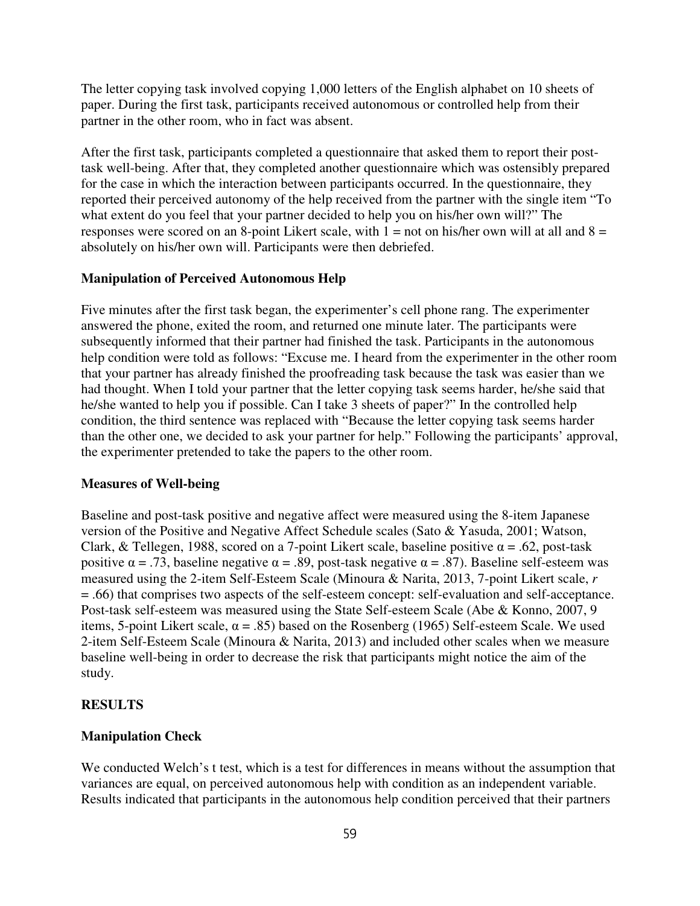The letter copying task involved copying 1,000 letters of the English alphabet on 10 sheets of paper. During the first task, participants received autonomous or controlled help from their partner in the other room, who in fact was absent.

After the first task, participants completed a questionnaire that asked them to report their post-task well-being. After that, they completed another questionnaire which was ostensibly prepared for the case in which the interaction between participants occurred. In the questionnaire, they reported their perceived autonomy of the help received from the partner with the single item "To what extent do you feel that your partner decided to help you on his/her own will?" The responses were scored on an 8-point Likert scale, with 1 = not on his/her own will at all and 8 = absolutely on his/her own will. Participants were then debriefed.

### Manipulation of Perceived Autonomous Help

Five minutes after the first task began, the experimenter's cell phone rang. The experimenter answered the phone, exited the room, and returned one minute later. The participants were subsequently informed that their partner had finished the task. Participants in the autonomous help condition were told as follows: "Excuse me. I heard from the experimenter in the other room that your partner has already finished the proofreading task because the task was easier than we had thought. When I told your partner that the letter copying task seems harder, he/she said that he/she wanted to help you if possible. Can I take 3 sheets of paper?" In the controlled help condition, the third sentence was replaced with "Because the letter copying task seems harder than the other one, we decided to ask your partner for help." Following the participants' approval, the experimenter pretended to take the papers to the other room.

### Measures of Well-being

Baseline and post-task positive and negative affect were measured using the 8-item Japanese version of the Positive and Negative Affect Schedule scales (Sato & Yasuda, 2001; Watson, Clark, & Tellegen, 1988, scored on a 7-point Likert scale, baseline positive $\alpha = .62$, post-task positive $\alpha = .73$, baseline negative $\alpha = .89$, post-task negative $\alpha = .87$). Baseline self-esteem was measured using the 2-item Self-Esteem Scale (Minoura & Narita, 2013, 7-point Likert scale, $r = .66$) that comprises two aspects of the self-esteem concept: self-evaluation and self-acceptance. Post-task self-esteem was measured using the State Self-esteem Scale (Abe & Konno, 2007, 9 items, 5-point Likert scale, $\alpha = .85$) based on the Rosenberg (1965) Self-esteem Scale. We used 2-item Self-Esteem Scale (Minoura & Narita, 2013) and included other scales when we measure baseline well-being in order to decrease the risk that participants might notice the aim of the study.

## RESULTS

### Manipulation Check

We conducted Welch's t test, which is a test for differences in means without the assumption that variances are equal, on perceived autonomous help with condition as an independent variable. Results indicated that participants in the autonomous help condition perceived that their partners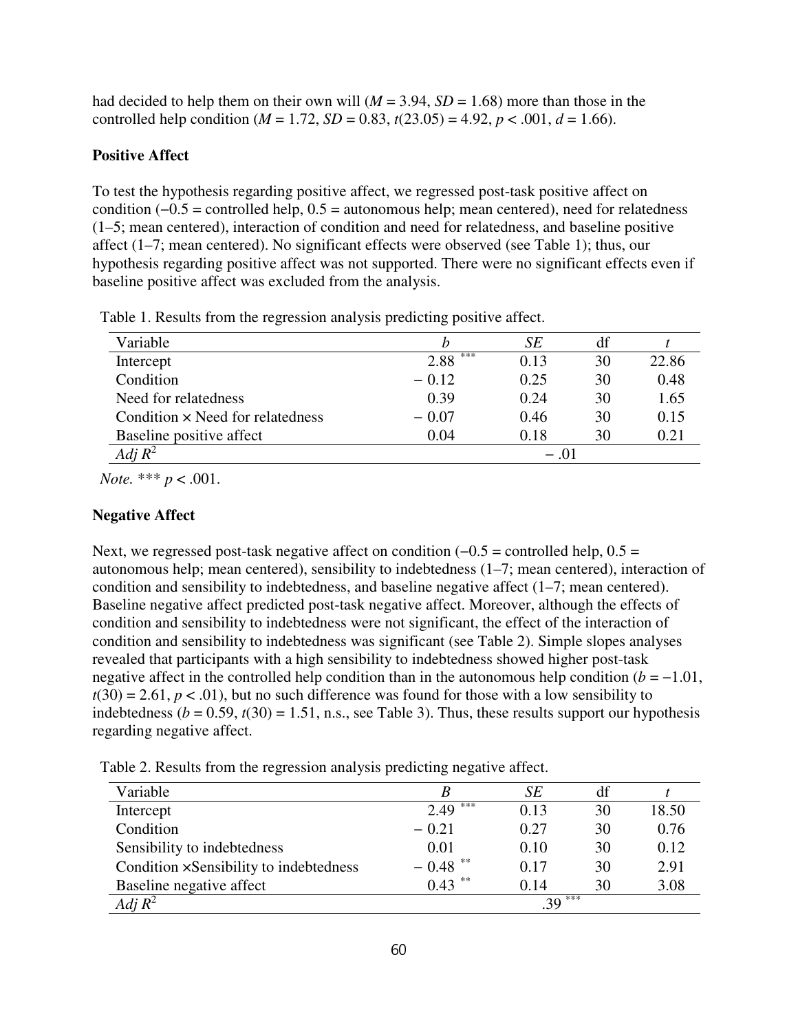had decided to help them on their own will ($M = 3.94$, $SD = 1.68$) more than those in the controlled help condition ($M = 1.72$, $SD = 0.83$, $t(23.05) = 4.92$, $p < .001$, $d = 1.66$).

## Positive Affect

To test the hypothesis regarding positive affect, we regressed post-task positive affect on condition (−0.5 = controlled help, 0.5 = autonomous help; mean centered), need for relatedness (1–5; mean centered), interaction of condition and need for relatedness, and baseline positive affect (1–7; mean centered). No significant effects were observed (see Table 1); thus, our hypothesis regarding positive affect was not supported. There were no significant effects even if baseline positive affect was excluded from the analysis.

Table 1. Results from the regression analysis predicting positive affect.

| Variable | *b* | *SE* | df | *t* |
|---|---|---|---|---|
| Intercept | 2.88 *** | 0.13 | 30 | 22.86 |
| Condition | − 0.12 | 0.25 | 30 | 0.48 |
| Need for relatedness | 0.39 | 0.24 | 30 | 1.65 |
| Condition × Need for relatedness | − 0.07 | 0.46 | 30 | 0.15 |
| Baseline positive affect | 0.04 | 0.18 | 30 | 0.21 |
| *Adj* $R^2$ | | − .01 | | |

*Note.* *** $p < .001$.

## Negative Affect

Next, we regressed post-task negative affect on condition (−0.5 = controlled help, 0.5 = autonomous help; mean centered), sensibility to indebtedness (1–7; mean centered), interaction of condition and sensibility to indebtedness, and baseline negative affect (1–7; mean centered). Baseline negative affect predicted post-task negative affect. Moreover, although the effects of condition and sensibility to indebtedness were not significant, the effect of the interaction of condition and sensibility to indebtedness was significant (see Table 2). Simple slopes analyses revealed that participants with a high sensibility to indebtedness showed higher post-task negative affect in the controlled help condition than in the autonomous help condition ($b = -1.01$, $t(30) = 2.61$, $p < .01$), but no such difference was found for those with a low sensibility to indebtedness ($b = 0.59$, $t(30) = 1.51$, n.s., see Table 3). Thus, these results support our hypothesis regarding negative affect.

Table 2. Results from the regression analysis predicting negative affect.

| Variable | *B* | *SE* | df | *t* |
|---|---|---|---|---|
| Intercept | 2.49 *** | 0.13 | 30 | 18.50 |
| Condition | − 0.21 | 0.27 | 30 | 0.76 |
| Sensibility to indebtedness | 0.01 | 0.10 | 30 | 0.12 |
| Condition ×Sensibility to indebtedness | − 0.48 ** | 0.17 | 30 | 2.91 |
| Baseline negative affect | 0.43 ** | 0.14 | 30 | 3.08 |
| *Adj* $R^2$ | | .39 *** | | |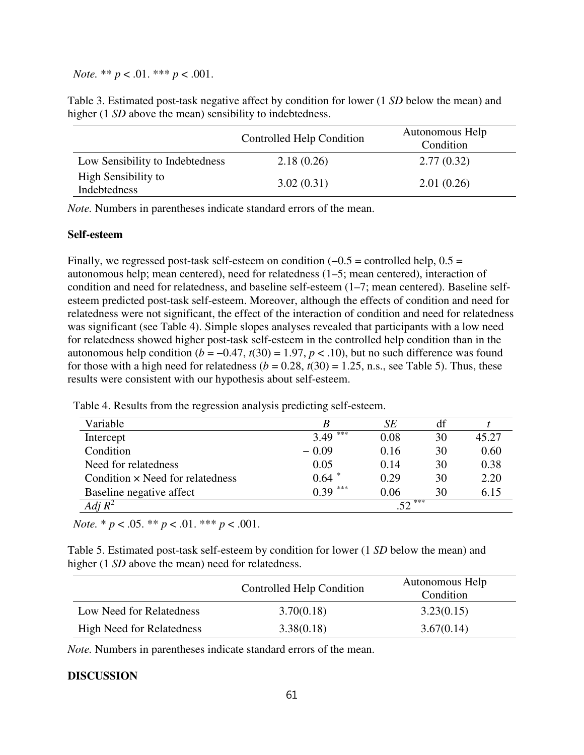*Note.* ** $p < .01$. *** $p < .001$.

Table 3. Estimated post-task negative affect by condition for lower (1 *SD* below the mean) and higher (1 *SD* above the mean) sensibility to indebtedness.

| | Controlled Help Condition | Autonomous Help Condition |
|---|---|---|
| Low Sensibility to Indebtedness | 2.18 (0.26) | 2.77 (0.32) |
| High Sensibility to Indebtedness | 3.02 (0.31) | 2.01 (0.26) |

*Note.* Numbers in parentheses indicate standard errors of the mean.

**Self-esteem**

Finally, we regressed post-task self-esteem on condition (−0.5 = controlled help, 0.5 = autonomous help; mean centered), need for relatedness (1–5; mean centered), interaction of condition and need for relatedness, and baseline self-esteem (1–7; mean centered). Baseline self-esteem predicted post-task self-esteem. Moreover, although the effects of condition and need for relatedness were not significant, the effect of the interaction of condition and need for relatedness was significant (see Table 4). Simple slopes analyses revealed that participants with a low need for relatedness showed higher post-task self-esteem in the controlled help condition than in the autonomous help condition ($b = -0.47$, $t(30) = 1.97$, $p < .10$), but no such difference was found for those with a high need for relatedness ($b = 0.28$, $t(30) = 1.25$, n.s., see Table 5). Thus, these results were consistent with our hypothesis about self-esteem.

Table 4. Results from the regression analysis predicting self-esteem.

| Variable | *B* | *SE* | df | *t* |
|---|---|---|---|---|
| Intercept | 3.49 *** | 0.08 | 30 | 45.27 |
| Condition | − 0.09 | 0.16 | 30 | 0.60 |
| Need for relatedness | 0.05 | 0.14 | 30 | 0.38 |
| Condition × Need for relatedness | 0.64 * | 0.29 | 30 | 2.20 |
| Baseline negative affect | 0.39 *** | 0.06 | 30 | 6.15 |
| *Adj* $R^2$ | | .52 *** | | |

*Note.* * $p < .05$. ** $p < .01$. *** $p < .001$.

Table 5. Estimated post-task self-esteem by condition for lower (1 *SD* below the mean) and higher (1 *SD* above the mean) need for relatedness.

| | Controlled Help Condition | Autonomous Help Condition |
|---|---|---|
| Low Need for Relatedness | 3.70(0.18) | 3.23(0.15) |
| High Need for Relatedness | 3.38(0.18) | 3.67(0.14) |

*Note.* Numbers in parentheses indicate standard errors of the mean.

**DISCUSSION**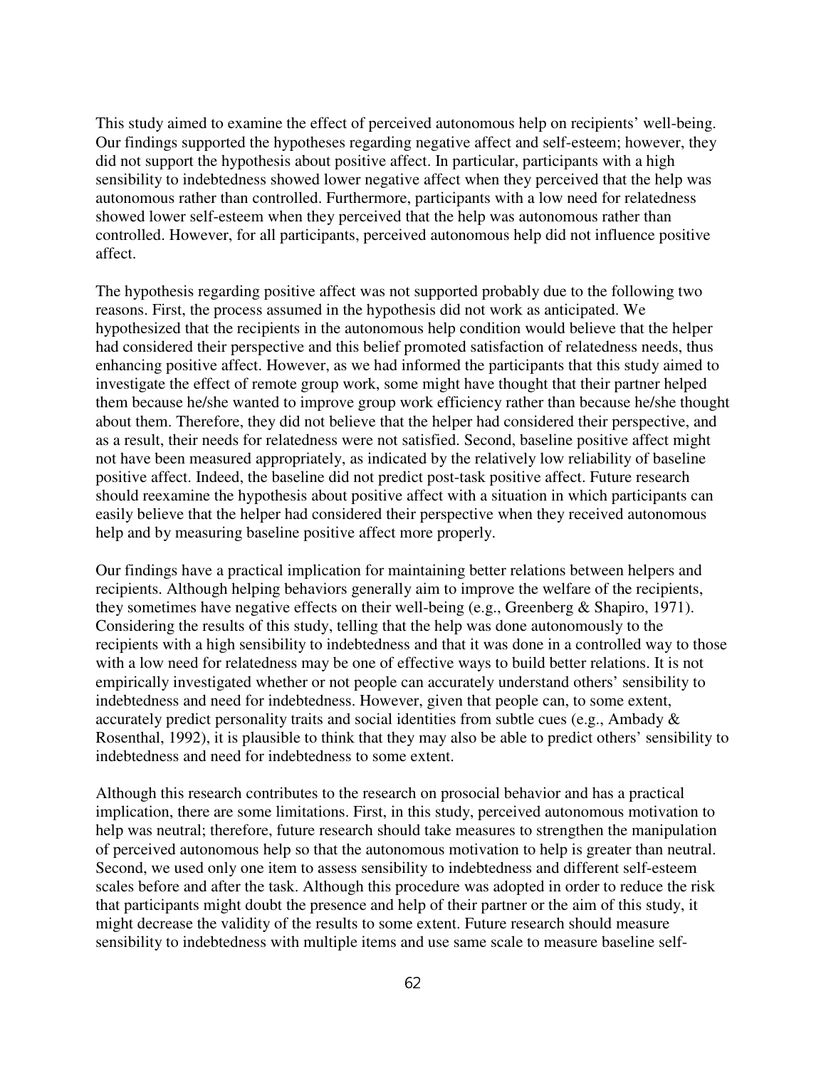This study aimed to examine the effect of perceived autonomous help on recipients' well-being. Our findings supported the hypotheses regarding negative affect and self-esteem; however, they did not support the hypothesis about positive affect. In particular, participants with a high sensibility to indebtedness showed lower negative affect when they perceived that the help was autonomous rather than controlled. Furthermore, participants with a low need for relatedness showed lower self-esteem when they perceived that the help was autonomous rather than controlled. However, for all participants, perceived autonomous help did not influence positive affect.

The hypothesis regarding positive affect was not supported probably due to the following two reasons. First, the process assumed in the hypothesis did not work as anticipated. We hypothesized that the recipients in the autonomous help condition would believe that the helper had considered their perspective and this belief promoted satisfaction of relatedness needs, thus enhancing positive affect. However, as we had informed the participants that this study aimed to investigate the effect of remote group work, some might have thought that their partner helped them because he/she wanted to improve group work efficiency rather than because he/she thought about them. Therefore, they did not believe that the helper had considered their perspective, and as a result, their needs for relatedness were not satisfied. Second, baseline positive affect might not have been measured appropriately, as indicated by the relatively low reliability of baseline positive affect. Indeed, the baseline did not predict post-task positive affect. Future research should reexamine the hypothesis about positive affect with a situation in which participants can easily believe that the helper had considered their perspective when they received autonomous help and by measuring baseline positive affect more properly.

Our findings have a practical implication for maintaining better relations between helpers and recipients. Although helping behaviors generally aim to improve the welfare of the recipients, they sometimes have negative effects on their well-being (e.g., Greenberg & Shapiro, 1971). Considering the results of this study, telling that the help was done autonomously to the recipients with a high sensibility to indebtedness and that it was done in a controlled way to those with a low need for relatedness may be one of effective ways to build better relations. It is not empirically investigated whether or not people can accurately understand others' sensibility to indebtedness and need for indebtedness. However, given that people can, to some extent, accurately predict personality traits and social identities from subtle cues (e.g., Ambady & Rosenthal, 1992), it is plausible to think that they may also be able to predict others' sensibility to indebtedness and need for indebtedness to some extent.

Although this research contributes to the research on prosocial behavior and has a practical implication, there are some limitations. First, in this study, perceived autonomous motivation to help was neutral; therefore, future research should take measures to strengthen the manipulation of perceived autonomous help so that the autonomous motivation to help is greater than neutral. Second, we used only one item to assess sensibility to indebtedness and different self-esteem scales before and after the task. Although this procedure was adopted in order to reduce the risk that participants might doubt the presence and help of their partner or the aim of this study, it might decrease the validity of the results to some extent. Future research should measure sensibility to indebtedness with multiple items and use same scale to measure baseline self-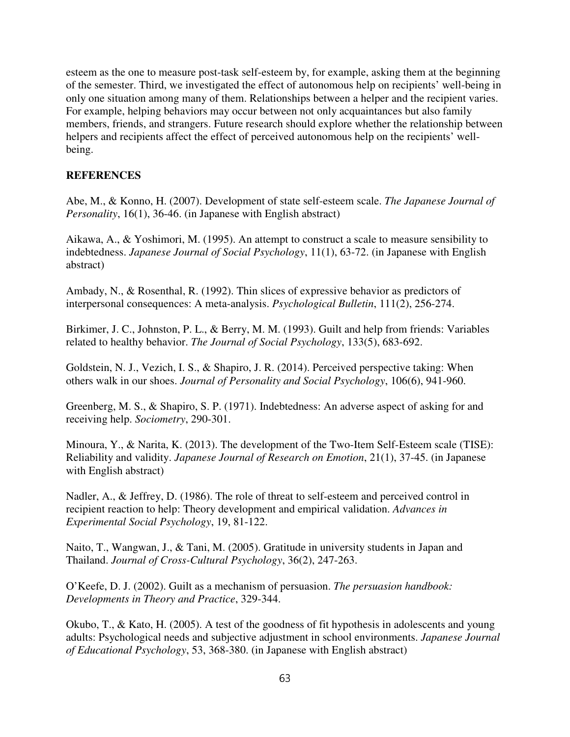esteem as the one to measure post-task self-esteem by, for example, asking them at the beginning of the semester. Third, we investigated the effect of autonomous help on recipients' well-being in only one situation among many of them. Relationships between a helper and the recipient varies. For example, helping behaviors may occur between not only acquaintances but also family members, friends, and strangers. Future research should explore whether the relationship between helpers and recipients affect the effect of perceived autonomous help on the recipients' well-being.

## REFERENCES

Abe, M., & Konno, H. (2007). Development of state self-esteem scale. *The Japanese Journal of Personality*, 16(1), 36-46. (in Japanese with English abstract)

Aikawa, A., & Yoshimori, M. (1995). An attempt to construct a scale to measure sensibility to indebtedness. *Japanese Journal of Social Psychology*, 11(1), 63-72. (in Japanese with English abstract)

Ambady, N., & Rosenthal, R. (1992). Thin slices of expressive behavior as predictors of interpersonal consequences: A meta-analysis. *Psychological Bulletin*, 111(2), 256-274.

Birkimer, J. C., Johnston, P. L., & Berry, M. M. (1993). Guilt and help from friends: Variables related to healthy behavior. *The Journal of Social Psychology*, 133(5), 683-692.

Goldstein, N. J., Vezich, I. S., & Shapiro, J. R. (2014). Perceived perspective taking: When others walk in our shoes. *Journal of Personality and Social Psychology*, 106(6), 941-960.

Greenberg, M. S., & Shapiro, S. P. (1971). Indebtedness: An adverse aspect of asking for and receiving help. *Sociometry*, 290-301.

Minoura, Y., & Narita, K. (2013). The development of the Two-Item Self-Esteem scale (TISE): Reliability and validity. *Japanese Journal of Research on Emotion*, 21(1), 37-45. (in Japanese with English abstract)

Nadler, A., & Jeffrey, D. (1986). The role of threat to self-esteem and perceived control in recipient reaction to help: Theory development and empirical validation. *Advances in Experimental Social Psychology*, 19, 81-122.

Naito, T., Wangwan, J., & Tani, M. (2005). Gratitude in university students in Japan and Thailand. *Journal of Cross-Cultural Psychology*, 36(2), 247-263.

O'Keefe, D. J. (2002). Guilt as a mechanism of persuasion. *The persuasion handbook: Developments in Theory and Practice*, 329-344.

Okubo, T., & Kato, H. (2005). A test of the goodness of fit hypothesis in adolescents and young adults: Psychological needs and subjective adjustment in school environments. *Japanese Journal of Educational Psychology*, 53, 368-380. (in Japanese with English abstract)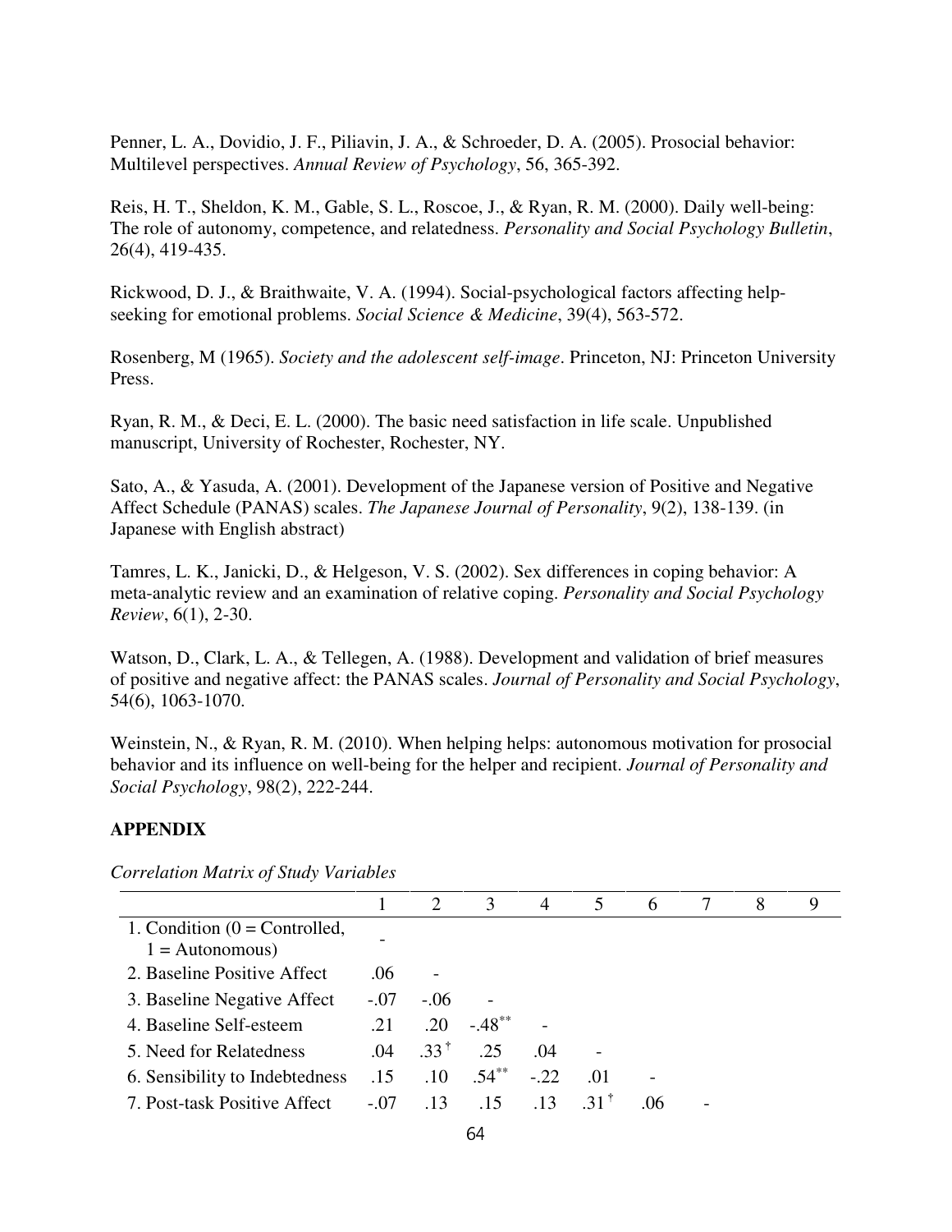Penner, L. A., Dovidio, J. F., Piliavin, J. A., & Schroeder, D. A. (2005). Prosocial behavior: Multilevel perspectives. *Annual Review of Psychology*, 56, 365-392.

Reis, H. T., Sheldon, K. M., Gable, S. L., Roscoe, J., & Ryan, R. M. (2000). Daily well-being: The role of autonomy, competence, and relatedness. *Personality and Social Psychology Bulletin*, 26(4), 419-435.

Rickwood, D. J., & Braithwaite, V. A. (1994). Social-psychological factors affecting help-seeking for emotional problems. *Social Science & Medicine*, 39(4), 563-572.

Rosenberg, M (1965). *Society and the adolescent self-image*. Princeton, NJ: Princeton University Press.

Ryan, R. M., & Deci, E. L. (2000). The basic need satisfaction in life scale. Unpublished manuscript, University of Rochester, Rochester, NY.

Sato, A., & Yasuda, A. (2001). Development of the Japanese version of Positive and Negative Affect Schedule (PANAS) scales. *The Japanese Journal of Personality*, 9(2), 138-139. (in Japanese with English abstract)

Tamres, L. K., Janicki, D., & Helgeson, V. S. (2002). Sex differences in coping behavior: A meta-analytic review and an examination of relative coping. *Personality and Social Psychology Review*, 6(1), 2-30.

Watson, D., Clark, L. A., & Tellegen, A. (1988). Development and validation of brief measures of positive and negative affect: the PANAS scales. *Journal of Personality and Social Psychology*, 54(6), 1063-1070.

Weinstein, N., & Ryan, R. M. (2010). When helping helps: autonomous motivation for prosocial behavior and its influence on well-being for the helper and recipient. *Journal of Personality and Social Psychology*, 98(2), 222-244.

## APPENDIX

*Correlation Matrix of Study Variables*

| | 1 | 2 | 3 | 4 | 5 | 6 | 7 | 8 | 9 |
|---|---|---|---|---|---|---|---|---|---|
| 1. Condition (0 = Controlled, 1 = Autonomous) | - | | | | | | | | |
| 2. Baseline Positive Affect | .06 | - | | | | | | | |
| 3. Baseline Negative Affect | -.07 | -.06 | - | | | | | | |
| 4. Baseline Self-esteem | .21 | .20 | -.48** | - | | | | | |
| 5. Need for Relatedness | .04 | .33† | .25 | .04 | - | | | | |
| 6. Sensibility to Indebtedness | .15 | .10 | .54** | -.22 | .01 | - | | | |
| 7. Post-task Positive Affect | -.07 | .13 | .15 | .13 | .31† | .06 | - | | |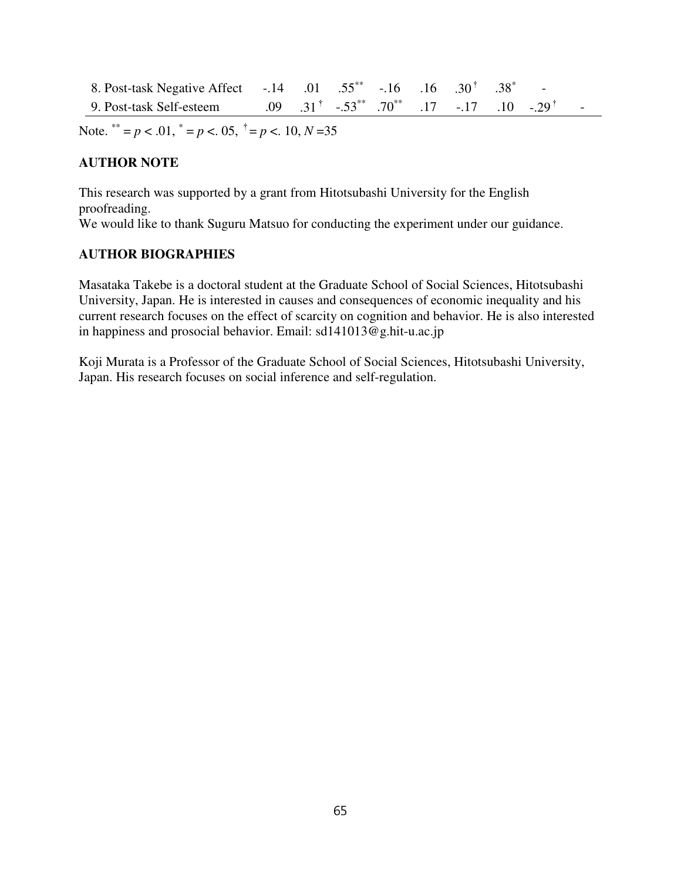| | 1 | 2 | 3 | 4 | 5 | 6 | 7 | 8 | 9 |
|---|---|---|---|---|---|---|---|---|---|
| 8. Post-task Negative Affect | -.14 | .01 | .55** | -.16 | .16 | .30† | .38* | - | |
| 9. Post-task Self-esteem | .09 | .31† | -.53** | .70** | .17 | -.17 | .10 | -.29† | - |

Note. ** = $p < .01$, * = $p < .05$, † = $p < .10$, $N$ =35

**AUTHOR NOTE**

This research was supported by a grant from Hitotsubashi University for the English proofreading.
We would like to thank Suguru Matsuo for conducting the experiment under our guidance.

**AUTHOR BIOGRAPHIES**

Masataka Takebe is a doctoral student at the Graduate School of Social Sciences, Hitotsubashi University, Japan. He is interested in causes and consequences of economic inequality and his current research focuses on the effect of scarcity on cognition and behavior. He is also interested in happiness and prosocial behavior. Email: sd141013@g.hit-u.ac.jp

Koji Murata is a Professor of the Graduate School of Social Sciences, Hitotsubashi University, Japan. His research focuses on social inference and self-regulation.